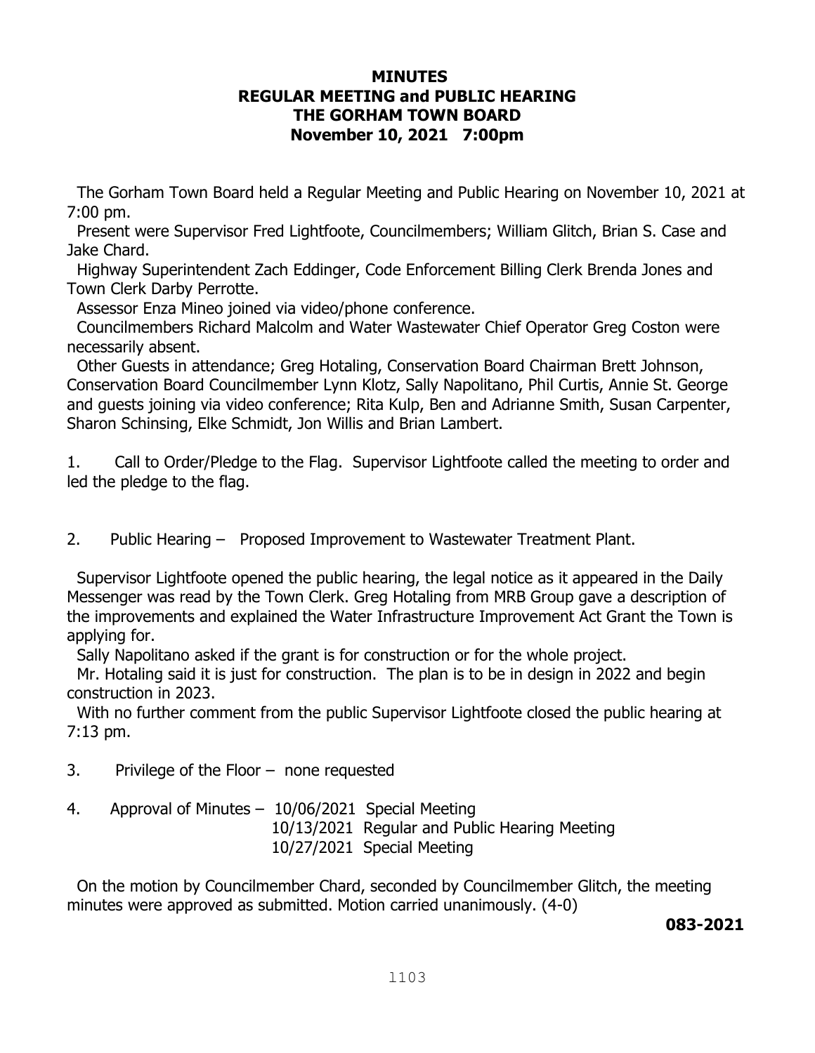# MINUTES
# REGULAR MEETING and PUBLIC HEARING
# THE GORHAM TOWN BOARD
# November 10, 2021 7:00pm

The Gorham Town Board held a Regular Meeting and Public Hearing on November 10, 2021 at 7:00 pm.

Present were Supervisor Fred Lightfoote, Councilmembers; William Glitch, Brian S. Case and Jake Chard.

Highway Superintendent Zach Eddinger, Code Enforcement Billing Clerk Brenda Jones and Town Clerk Darby Perrotte.

Assessor Enza Mineo joined via video/phone conference.

Councilmembers Richard Malcolm and Water Wastewater Chief Operator Greg Coston were necessarily absent.

Other Guests in attendance; Greg Hotaling, Conservation Board Chairman Brett Johnson, Conservation Board Councilmember Lynn Klotz, Sally Napolitano, Phil Curtis, Annie St. George and guests joining via video conference; Rita Kulp, Ben and Adrianne Smith, Susan Carpenter, Sharon Schinsing, Elke Schmidt, Jon Willis and Brian Lambert.

1. Call to Order/Pledge to the Flag. Supervisor Lightfoote called the meeting to order and led the pledge to the flag.

2. Public Hearing – Proposed Improvement to Wastewater Treatment Plant.

Supervisor Lightfoote opened the public hearing, the legal notice as it appeared in the Daily Messenger was read by the Town Clerk. Greg Hotaling from MRB Group gave a description of the improvements and explained the Water Infrastructure Improvement Act Grant the Town is applying for.

Sally Napolitano asked if the grant is for construction or for the whole project.

Mr. Hotaling said it is just for construction. The plan is to be in design in 2022 and begin construction in 2023.

With no further comment from the public Supervisor Lightfoote closed the public hearing at 7:13 pm.

3. Privilege of the Floor – none requested

4. Approval of Minutes – 10/06/2021 Special Meeting
10/13/2021 Regular and Public Hearing Meeting
10/27/2021 Special Meeting

On the motion by Councilmember Chard, seconded by Councilmember Glitch, the meeting minutes were approved as submitted. Motion carried unanimously. (4-0)

**083-2021**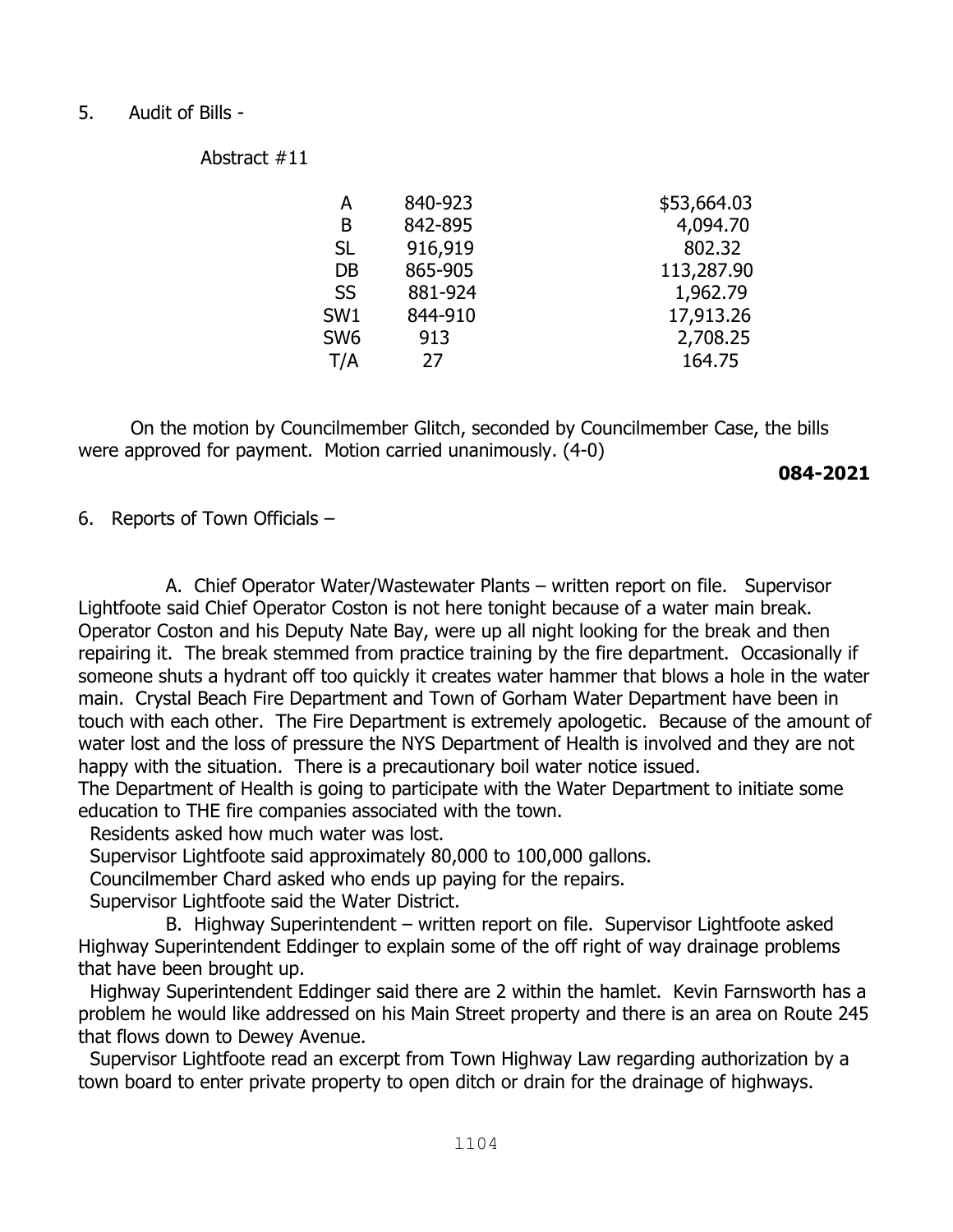5. Audit of Bills -

Abstract #11

| | | |
|---|---|---|
| A | 840-923 | $53,664.03 |
| B | 842-895 | 4,094.70 |
| SL | 916,919 | 802.32 |
| DB | 865-905 | 113,287.90 |
| SS | 881-924 | 1,962.79 |
| SW1 | 844-910 | 17,913.26 |
| SW6 | 913 | 2,708.25 |
| T/A | 27 | 164.75 |

On the motion by Councilmember Glitch, seconded by Councilmember Case, the bills were approved for payment. Motion carried unanimously. (4-0)

**084-2021**

6. Reports of Town Officials –

A. Chief Operator Water/Wastewater Plants – written report on file. Supervisor Lightfoote said Chief Operator Coston is not here tonight because of a water main break. Operator Coston and his Deputy Nate Bay, were up all night looking for the break and then repairing it. The break stemmed from practice training by the fire department. Occasionally if someone shuts a hydrant off too quickly it creates water hammer that blows a hole in the water main. Crystal Beach Fire Department and Town of Gorham Water Department have been in touch with each other. The Fire Department is extremely apologetic. Because of the amount of water lost and the loss of pressure the NYS Department of Health is involved and they are not happy with the situation. There is a precautionary boil water notice issued.
The Department of Health is going to participate with the Water Department to initiate some education to THE fire companies associated with the town.

Residents asked how much water was lost.

Supervisor Lightfoote said approximately 80,000 to 100,000 gallons.

Councilmember Chard asked who ends up paying for the repairs.

Supervisor Lightfoote said the Water District.

B. Highway Superintendent – written report on file. Supervisor Lightfoote asked Highway Superintendent Eddinger to explain some of the off right of way drainage problems that have been brought up.

Highway Superintendent Eddinger said there are 2 within the hamlet. Kevin Farnsworth has a problem he would like addressed on his Main Street property and there is an area on Route 245 that flows down to Dewey Avenue.

Supervisor Lightfoote read an excerpt from Town Highway Law regarding authorization by a town board to enter private property to open ditch or drain for the drainage of highways.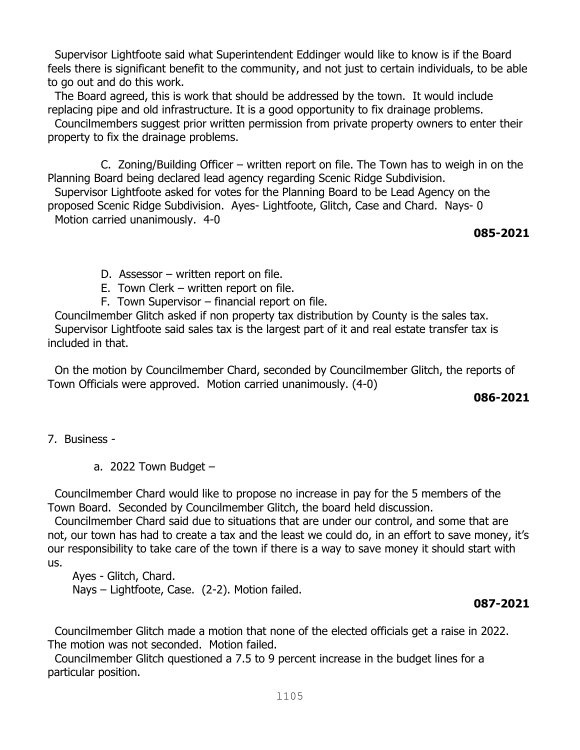Supervisor Lightfoote said what Superintendent Eddinger would like to know is if the Board feels there is significant benefit to the community, and not just to certain individuals, to be able to go out and do this work.

The Board agreed, this is work that should be addressed by the town. It would include replacing pipe and old infrastructure. It is a good opportunity to fix drainage problems.

Councilmembers suggest prior written permission from private property owners to enter their property to fix the drainage problems.

C. Zoning/Building Officer – written report on file. The Town has to weigh in on the Planning Board being declared lead agency regarding Scenic Ridge Subdivision.

Supervisor Lightfoote asked for votes for the Planning Board to be Lead Agency on the proposed Scenic Ridge Subdivision. Ayes- Lightfoote, Glitch, Case and Chard. Nays- 0

Motion carried unanimously. 4-0

**085-2021**

D. Assessor – written report on file.

E. Town Clerk – written report on file.

F. Town Supervisor – financial report on file.

Councilmember Glitch asked if non property tax distribution by County is the sales tax.

Supervisor Lightfoote said sales tax is the largest part of it and real estate transfer tax is included in that.

On the motion by Councilmember Chard, seconded by Councilmember Glitch, the reports of Town Officials were approved. Motion carried unanimously. (4-0)

**086-2021**

7. Business -

a. 2022 Town Budget –

Councilmember Chard would like to propose no increase in pay for the 5 members of the Town Board. Seconded by Councilmember Glitch, the board held discussion.

Councilmember Chard said due to situations that are under our control, and some that are not, our town has had to create a tax and the least we could do, in an effort to save money, it's our responsibility to take care of the town if there is a way to save money it should start with us.

Ayes - Glitch, Chard.

Nays – Lightfoote, Case. (2-2). Motion failed.

**087-2021**

Councilmember Glitch made a motion that none of the elected officials get a raise in 2022. The motion was not seconded. Motion failed.

Councilmember Glitch questioned a 7.5 to 9 percent increase in the budget lines for a particular position.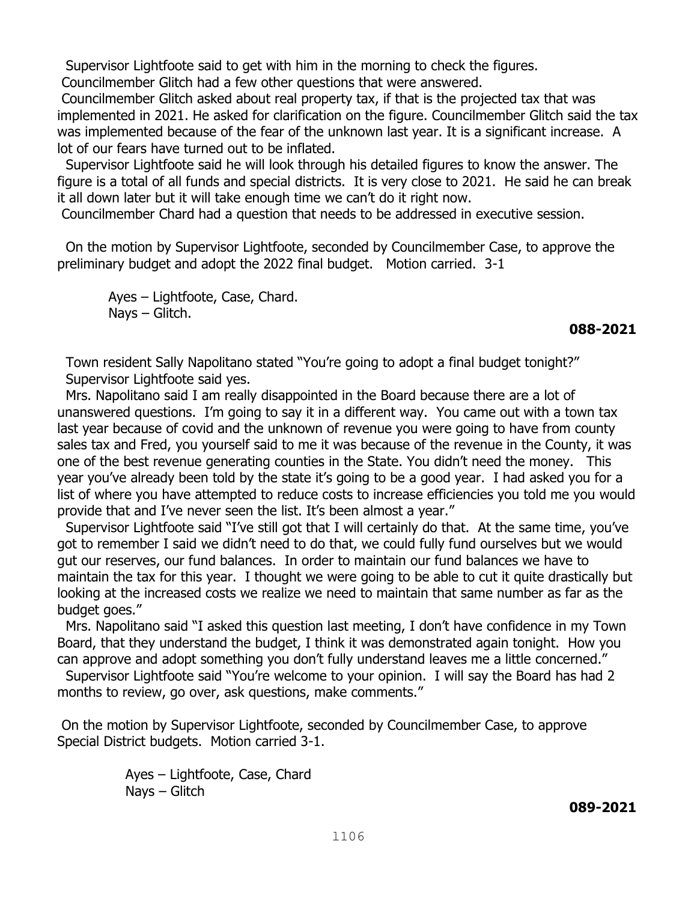Supervisor Lightfoote said to get with him in the morning to check the figures.

Councilmember Glitch had a few other questions that were answered.

Councilmember Glitch asked about real property tax, if that is the projected tax that was implemented in 2021. He asked for clarification on the figure. Councilmember Glitch said the tax was implemented because of the fear of the unknown last year. It is a significant increase. A lot of our fears have turned out to be inflated.

Supervisor Lightfoote said he will look through his detailed figures to know the answer. The figure is a total of all funds and special districts. It is very close to 2021. He said he can break it all down later but it will take enough time we can't do it right now.

Councilmember Chard had a question that needs to be addressed in executive session.

On the motion by Supervisor Lightfoote, seconded by Councilmember Case, to approve the preliminary budget and adopt the 2022 final budget. Motion carried. 3-1

Ayes – Lightfoote, Case, Chard.
Nays – Glitch.

**088-2021**

Town resident Sally Napolitano stated "You're going to adopt a final budget tonight?" Supervisor Lightfoote said yes.

Mrs. Napolitano said I am really disappointed in the Board because there are a lot of unanswered questions. I'm going to say it in a different way. You came out with a town tax last year because of covid and the unknown of revenue you were going to have from county sales tax and Fred, you yourself said to me it was because of the revenue in the County, it was one of the best revenue generating counties in the State. You didn't need the money. This year you've already been told by the state it's going to be a good year. I had asked you for a list of where you have attempted to reduce costs to increase efficiencies you told me you would provide that and I've never seen the list. It's been almost a year."

Supervisor Lightfoote said "I've still got that I will certainly do that. At the same time, you've got to remember I said we didn't need to do that, we could fully fund ourselves but we would gut our reserves, our fund balances. In order to maintain our fund balances we have to maintain the tax for this year. I thought we were going to be able to cut it quite drastically but looking at the increased costs we realize we need to maintain that same number as far as the budget goes."

Mrs. Napolitano said "I asked this question last meeting, I don't have confidence in my Town Board, that they understand the budget, I think it was demonstrated again tonight. How you can approve and adopt something you don't fully understand leaves me a little concerned."

Supervisor Lightfoote said "You're welcome to your opinion. I will say the Board has had 2 months to review, go over, ask questions, make comments."

On the motion by Supervisor Lightfoote, seconded by Councilmember Case, to approve Special District budgets. Motion carried 3-1.

Ayes – Lightfoote, Case, Chard
Nays – Glitch

**089-2021**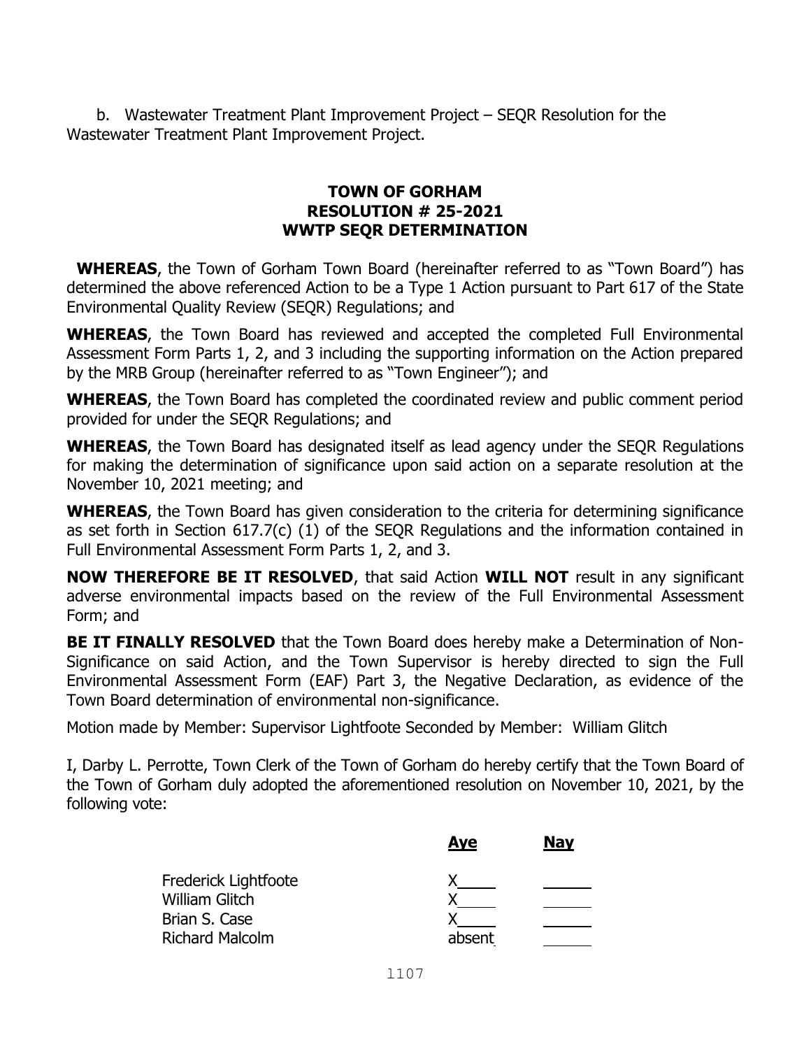b. Wastewater Treatment Plant Improvement Project – SEQR Resolution for the Wastewater Treatment Plant Improvement Project.

**TOWN OF GORHAM**
**RESOLUTION # 25-2021**
**WWTP SEQR DETERMINATION**

**WHEREAS**, the Town of Gorham Town Board (hereinafter referred to as "Town Board") has determined the above referenced Action to be a Type 1 Action pursuant to Part 617 of the State Environmental Quality Review (SEQR) Regulations; and

**WHEREAS**, the Town Board has reviewed and accepted the completed Full Environmental Assessment Form Parts 1, 2, and 3 including the supporting information on the Action prepared by the MRB Group (hereinafter referred to as "Town Engineer"); and

**WHEREAS**, the Town Board has completed the coordinated review and public comment period provided for under the SEQR Regulations; and

**WHEREAS**, the Town Board has designated itself as lead agency under the SEQR Regulations for making the determination of significance upon said action on a separate resolution at the November 10, 2021 meeting; and

**WHEREAS**, the Town Board has given consideration to the criteria for determining significance as set forth in Section 617.7(c) (1) of the SEQR Regulations and the information contained in Full Environmental Assessment Form Parts 1, 2, and 3.

**NOW THEREFORE BE IT RESOLVED**, that said Action **WILL NOT** result in any significant adverse environmental impacts based on the review of the Full Environmental Assessment Form; and

**BE IT FINALLY RESOLVED** that the Town Board does hereby make a Determination of Non-Significance on said Action, and the Town Supervisor is hereby directed to sign the Full Environmental Assessment Form (EAF) Part 3, the Negative Declaration, as evidence of the Town Board determination of environmental non-significance.

Motion made by Member: Supervisor Lightfoote Seconded by Member: William Glitch

I, Darby L. Perrotte, Town Clerk of the Town of Gorham do hereby certify that the Town Board of the Town of Gorham duly adopted the aforementioned resolution on November 10, 2021, by the following vote:

| | Aye | Nay |
|---|---|---|
| Frederick Lightfoote | X | |
| William Glitch | X | |
| Brian S. Case | X | |
| Richard Malcolm | absent | |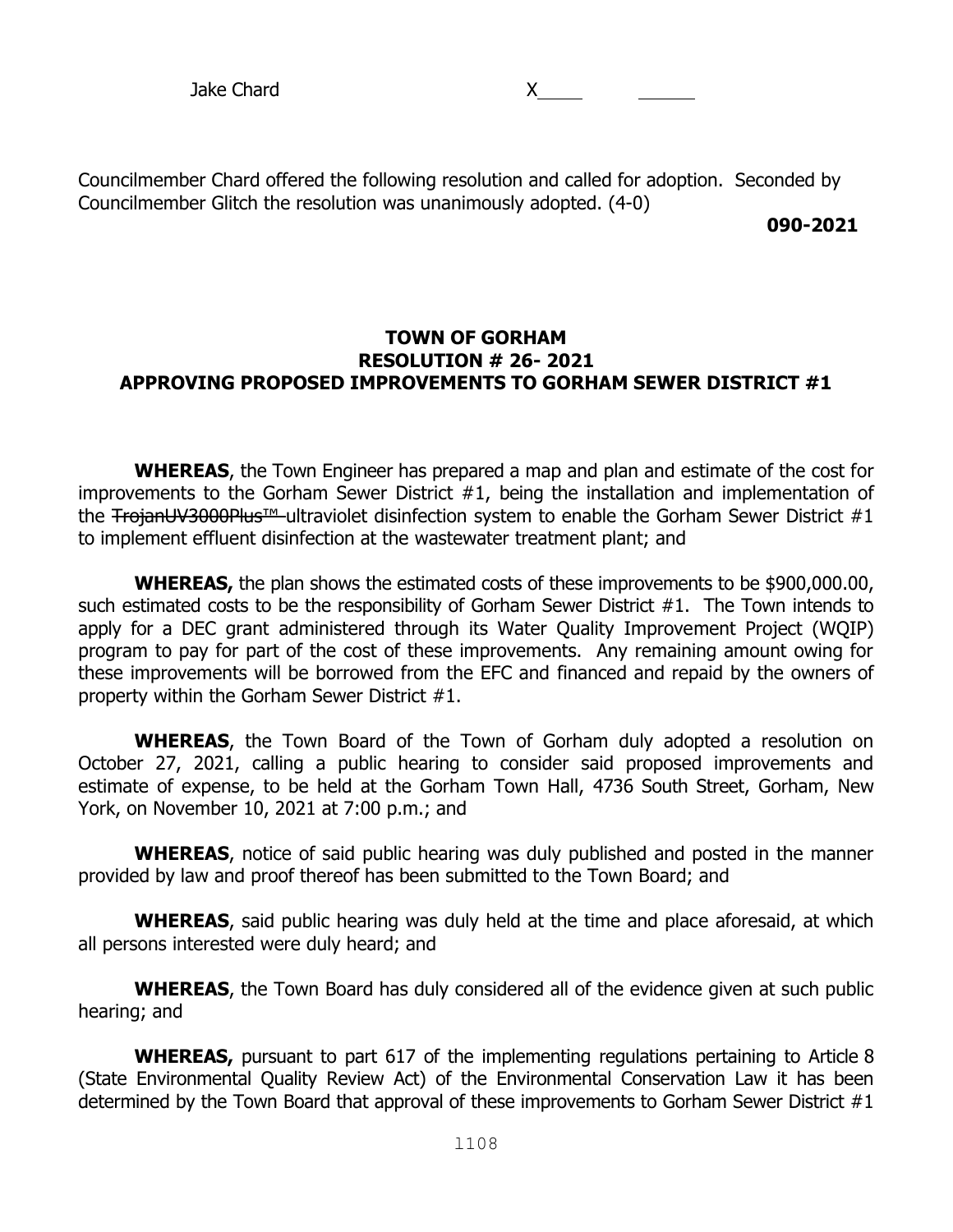Jake Chard X\_\_\_\_ \_\_\_\_\_\_

Councilmember Chard offered the following resolution and called for adoption. Seconded by Councilmember Glitch the resolution was unanimously adopted. (4-0)

**090-2021**

**TOWN OF GORHAM**
**RESOLUTION # 26- 2021**
**APPROVING PROPOSED IMPROVEMENTS TO GORHAM SEWER DISTRICT #1**

**WHEREAS**, the Town Engineer has prepared a map and plan and estimate of the cost for improvements to the Gorham Sewer District #1, being the installation and implementation of the ~~TrojanUV3000Plus™~~ ultraviolet disinfection system to enable the Gorham Sewer District #1 to implement effluent disinfection at the wastewater treatment plant; and

**WHEREAS,** the plan shows the estimated costs of these improvements to be $900,000.00, such estimated costs to be the responsibility of Gorham Sewer District #1. The Town intends to apply for a DEC grant administered through its Water Quality Improvement Project (WQIP) program to pay for part of the cost of these improvements. Any remaining amount owing for these improvements will be borrowed from the EFC and financed and repaid by the owners of property within the Gorham Sewer District #1.

**WHEREAS**, the Town Board of the Town of Gorham duly adopted a resolution on October 27, 2021, calling a public hearing to consider said proposed improvements and estimate of expense, to be held at the Gorham Town Hall, 4736 South Street, Gorham, New York, on November 10, 2021 at 7:00 p.m.; and

**WHEREAS**, notice of said public hearing was duly published and posted in the manner provided by law and proof thereof has been submitted to the Town Board; and

**WHEREAS**, said public hearing was duly held at the time and place aforesaid, at which all persons interested were duly heard; and

**WHEREAS**, the Town Board has duly considered all of the evidence given at such public hearing; and

**WHEREAS,** pursuant to part 617 of the implementing regulations pertaining to Article 8 (State Environmental Quality Review Act) of the Environmental Conservation Law it has been determined by the Town Board that approval of these improvements to Gorham Sewer District #1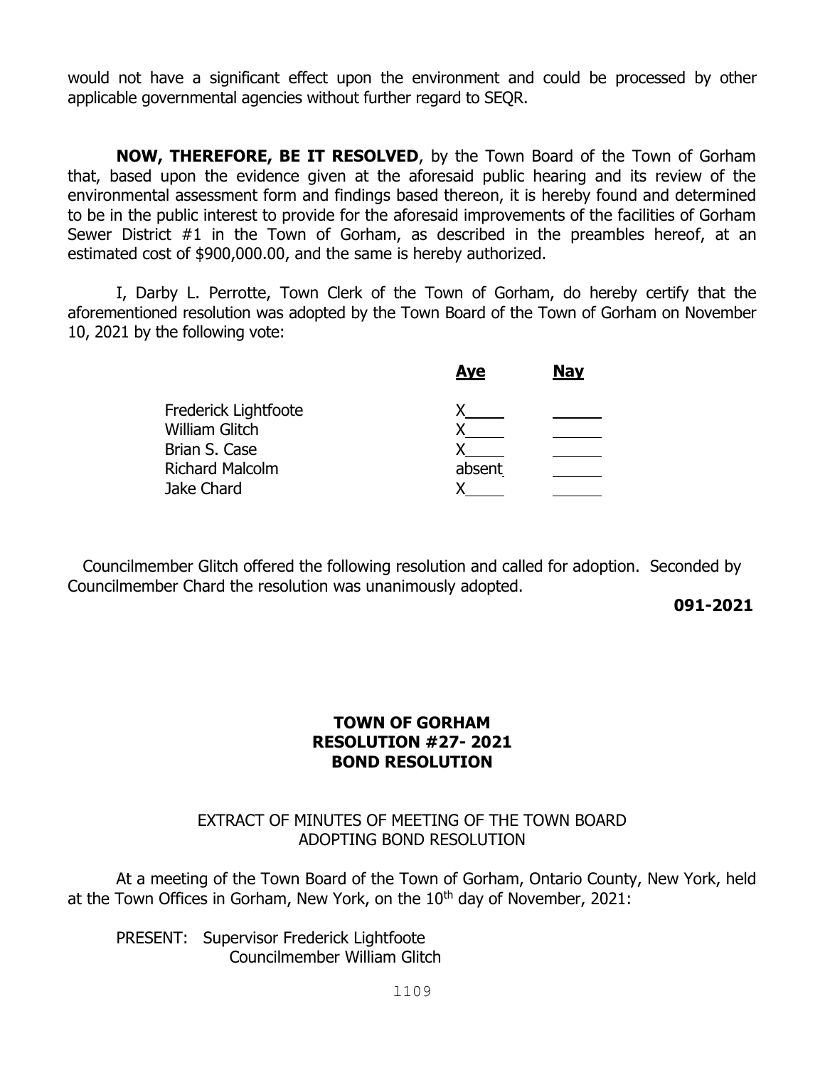would not have a significant effect upon the environment and could be processed by other applicable governmental agencies without further regard to SEQR.

**NOW, THEREFORE, BE IT RESOLVED**, by the Town Board of the Town of Gorham that, based upon the evidence given at the aforesaid public hearing and its review of the environmental assessment form and findings based thereon, it is hereby found and determined to be in the public interest to provide for the aforesaid improvements of the facilities of Gorham Sewer District #1 in the Town of Gorham, as described in the preambles hereof, at an estimated cost of $900,000.00, and the same is hereby authorized.

I, Darby L. Perrotte, Town Clerk of the Town of Gorham, do hereby certify that the aforementioned resolution was adopted by the Town Board of the Town of Gorham on November 10, 2021 by the following vote:

| | Aye | Nay |
|---|---|---|
| Frederick Lightfoote | X | |
| William Glitch | X | |
| Brian S. Case | X | |
| Richard Malcolm | absent | |
| Jake Chard | X | |

Councilmember Glitch offered the following resolution and called for adoption. Seconded by Councilmember Chard the resolution was unanimously adopted.

**091-2021**

**TOWN OF GORHAM**
**RESOLUTION #27- 2021**
**BOND RESOLUTION**

EXTRACT OF MINUTES OF MEETING OF THE TOWN BOARD ADOPTING BOND RESOLUTION

At a meeting of the Town Board of the Town of Gorham, Ontario County, New York, held at the Town Offices in Gorham, New York, on the 10th day of November, 2021:

PRESENT: Supervisor Frederick Lightfoote
Councilmember William Glitch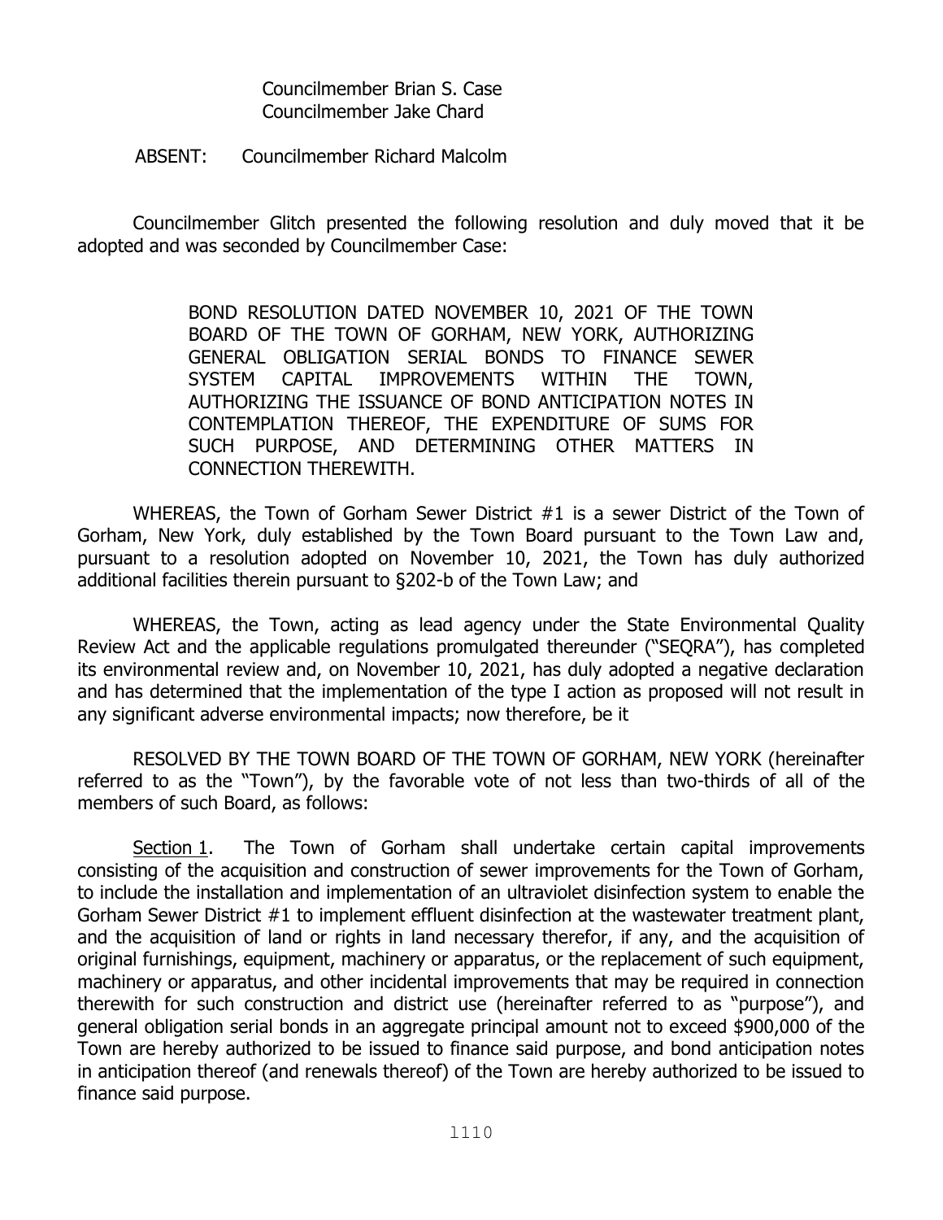Councilmember Brian S. Case
Councilmember Jake Chard

ABSENT: Councilmember Richard Malcolm

Councilmember Glitch presented the following resolution and duly moved that it be adopted and was seconded by Councilmember Case:

> BOND RESOLUTION DATED NOVEMBER 10, 2021 OF THE TOWN BOARD OF THE TOWN OF GORHAM, NEW YORK, AUTHORIZING GENERAL OBLIGATION SERIAL BONDS TO FINANCE SEWER SYSTEM CAPITAL IMPROVEMENTS WITHIN THE TOWN, AUTHORIZING THE ISSUANCE OF BOND ANTICIPATION NOTES IN CONTEMPLATION THEREOF, THE EXPENDITURE OF SUMS FOR SUCH PURPOSE, AND DETERMINING OTHER MATTERS IN CONNECTION THEREWITH.

WHEREAS, the Town of Gorham Sewer District #1 is a sewer District of the Town of Gorham, New York, duly established by the Town Board pursuant to the Town Law and, pursuant to a resolution adopted on November 10, 2021, the Town has duly authorized additional facilities therein pursuant to §202-b of the Town Law; and

WHEREAS, the Town, acting as lead agency under the State Environmental Quality Review Act and the applicable regulations promulgated thereunder ("SEQRA"), has completed its environmental review and, on November 10, 2021, has duly adopted a negative declaration and has determined that the implementation of the type I action as proposed will not result in any significant adverse environmental impacts; now therefore, be it

RESOLVED BY THE TOWN BOARD OF THE TOWN OF GORHAM, NEW YORK (hereinafter referred to as the "Town"), by the favorable vote of not less than two-thirds of all of the members of such Board, as follows:

Section 1. The Town of Gorham shall undertake certain capital improvements consisting of the acquisition and construction of sewer improvements for the Town of Gorham, to include the installation and implementation of an ultraviolet disinfection system to enable the Gorham Sewer District #1 to implement effluent disinfection at the wastewater treatment plant, and the acquisition of land or rights in land necessary therefor, if any, and the acquisition of original furnishings, equipment, machinery or apparatus, or the replacement of such equipment, machinery or apparatus, and other incidental improvements that may be required in connection therewith for such construction and district use (hereinafter referred to as "purpose"), and general obligation serial bonds in an aggregate principal amount not to exceed $900,000 of the Town are hereby authorized to be issued to finance said purpose, and bond anticipation notes in anticipation thereof (and renewals thereof) of the Town are hereby authorized to be issued to finance said purpose.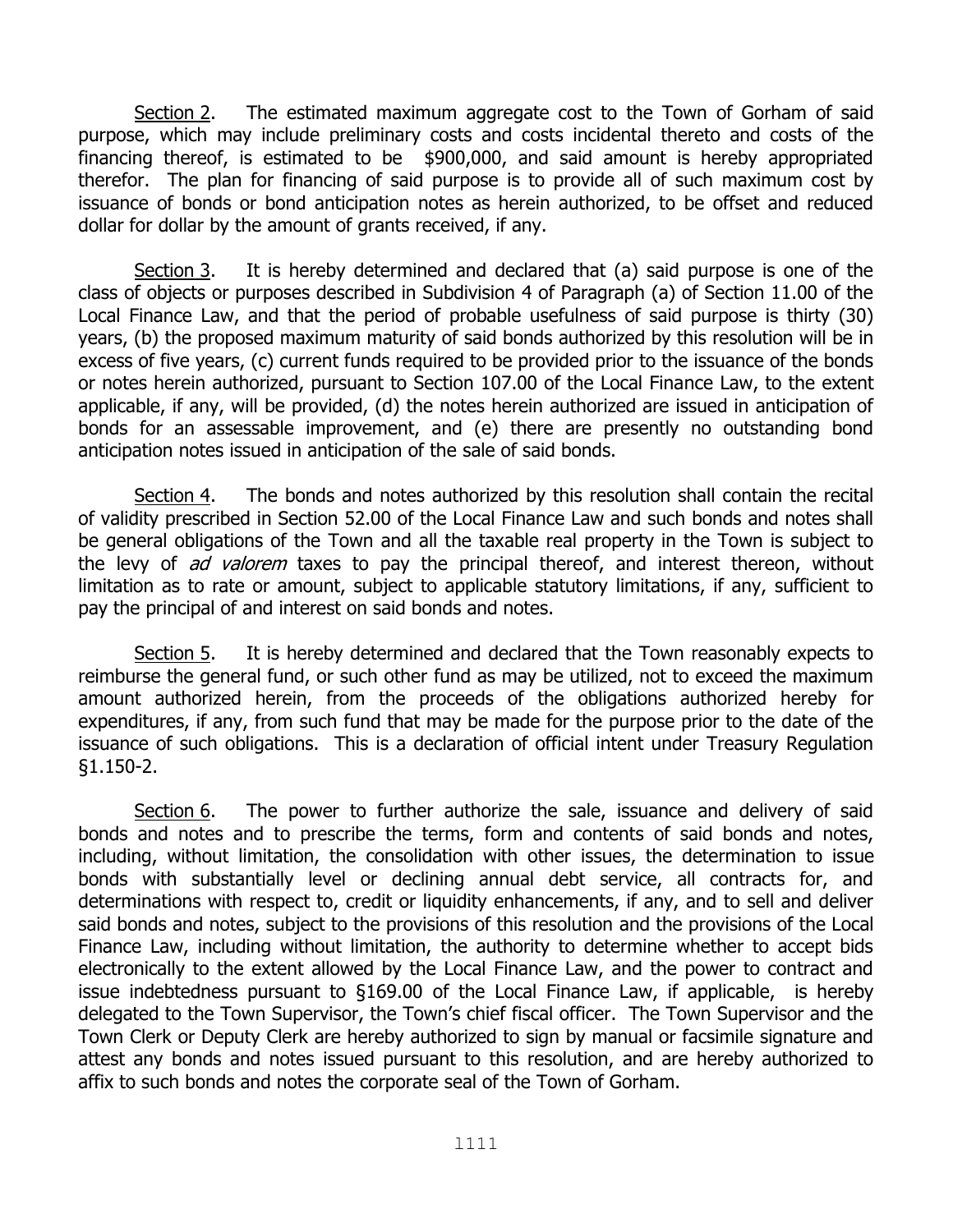Section 2. The estimated maximum aggregate cost to the Town of Gorham of said purpose, which may include preliminary costs and costs incidental thereto and costs of the financing thereof, is estimated to be $900,000, and said amount is hereby appropriated therefor. The plan for financing of said purpose is to provide all of such maximum cost by issuance of bonds or bond anticipation notes as herein authorized, to be offset and reduced dollar for dollar by the amount of grants received, if any.

Section 3. It is hereby determined and declared that (a) said purpose is one of the class of objects or purposes described in Subdivision 4 of Paragraph (a) of Section 11.00 of the Local Finance Law, and that the period of probable usefulness of said purpose is thirty (30) years, (b) the proposed maximum maturity of said bonds authorized by this resolution will be in excess of five years, (c) current funds required to be provided prior to the issuance of the bonds or notes herein authorized, pursuant to Section 107.00 of the Local Finance Law, to the extent applicable, if any, will be provided, (d) the notes herein authorized are issued in anticipation of bonds for an assessable improvement, and (e) there are presently no outstanding bond anticipation notes issued in anticipation of the sale of said bonds.

Section 4. The bonds and notes authorized by this resolution shall contain the recital of validity prescribed in Section 52.00 of the Local Finance Law and such bonds and notes shall be general obligations of the Town and all the taxable real property in the Town is subject to the levy of *ad valorem* taxes to pay the principal thereof, and interest thereon, without limitation as to rate or amount, subject to applicable statutory limitations, if any, sufficient to pay the principal of and interest on said bonds and notes.

Section 5. It is hereby determined and declared that the Town reasonably expects to reimburse the general fund, or such other fund as may be utilized, not to exceed the maximum amount authorized herein, from the proceeds of the obligations authorized hereby for expenditures, if any, from such fund that may be made for the purpose prior to the date of the issuance of such obligations. This is a declaration of official intent under Treasury Regulation §1.150-2.

Section 6. The power to further authorize the sale, issuance and delivery of said bonds and notes and to prescribe the terms, form and contents of said bonds and notes, including, without limitation, the consolidation with other issues, the determination to issue bonds with substantially level or declining annual debt service, all contracts for, and determinations with respect to, credit or liquidity enhancements, if any, and to sell and deliver said bonds and notes, subject to the provisions of this resolution and the provisions of the Local Finance Law, including without limitation, the authority to determine whether to accept bids electronically to the extent allowed by the Local Finance Law, and the power to contract and issue indebtedness pursuant to §169.00 of the Local Finance Law, if applicable, is hereby delegated to the Town Supervisor, the Town's chief fiscal officer. The Town Supervisor and the Town Clerk or Deputy Clerk are hereby authorized to sign by manual or facsimile signature and attest any bonds and notes issued pursuant to this resolution, and are hereby authorized to affix to such bonds and notes the corporate seal of the Town of Gorham.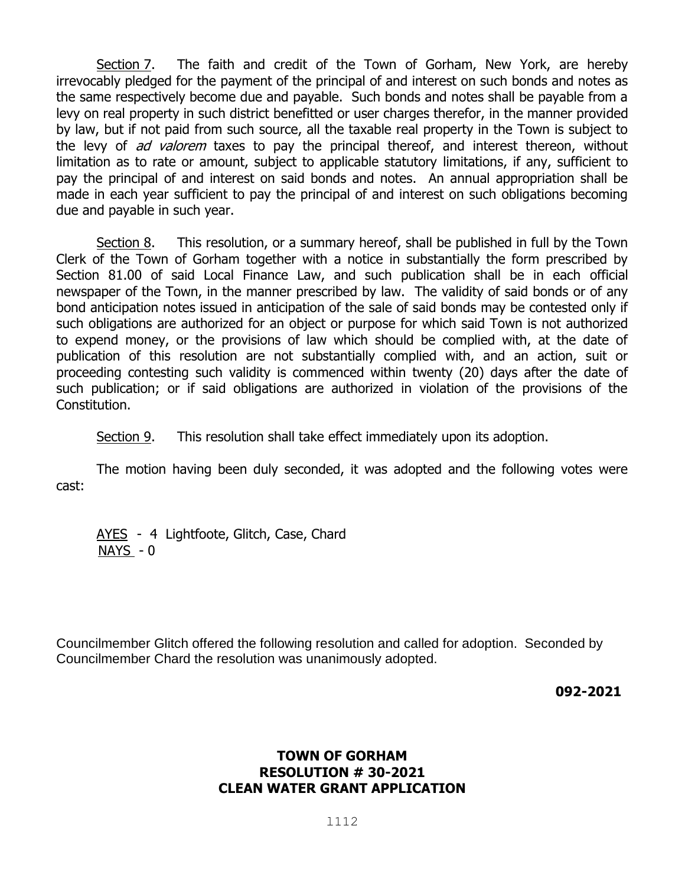Section 7. The faith and credit of the Town of Gorham, New York, are hereby irrevocably pledged for the payment of the principal of and interest on such bonds and notes as the same respectively become due and payable. Such bonds and notes shall be payable from a levy on real property in such district benefitted or user charges therefor, in the manner provided by law, but if not paid from such source, all the taxable real property in the Town is subject to the levy of *ad valorem* taxes to pay the principal thereof, and interest thereon, without limitation as to rate or amount, subject to applicable statutory limitations, if any, sufficient to pay the principal of and interest on said bonds and notes. An annual appropriation shall be made in each year sufficient to pay the principal of and interest on such obligations becoming due and payable in such year.

Section 8. This resolution, or a summary hereof, shall be published in full by the Town Clerk of the Town of Gorham together with a notice in substantially the form prescribed by Section 81.00 of said Local Finance Law, and such publication shall be in each official newspaper of the Town, in the manner prescribed by law. The validity of said bonds or of any bond anticipation notes issued in anticipation of the sale of said bonds may be contested only if such obligations are authorized for an object or purpose for which said Town is not authorized to expend money, or the provisions of law which should be complied with, at the date of publication of this resolution are not substantially complied with, and an action, suit or proceeding contesting such validity is commenced within twenty (20) days after the date of such publication; or if said obligations are authorized in violation of the provisions of the Constitution.

Section 9. This resolution shall take effect immediately upon its adoption.

The motion having been duly seconded, it was adopted and the following votes were cast:

AYES - 4 Lightfoote, Glitch, Case, Chard
NAYS - 0

Councilmember Glitch offered the following resolution and called for adoption. Seconded by Councilmember Chard the resolution was unanimously adopted.

**092-2021**

**TOWN OF GORHAM**
**RESOLUTION # 30-2021**
**CLEAN WATER GRANT APPLICATION**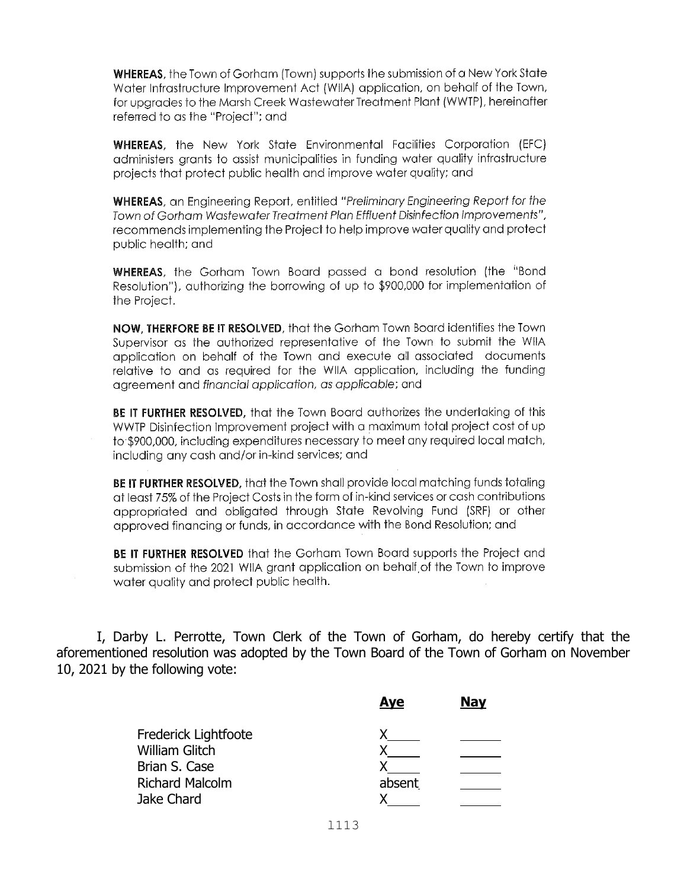**WHEREAS**, the Town of Gorham (Town) supports the submission of a New York State Water Infrastructure Improvement Act (WIIA) application, on behalf of the Town, for upgrades to the Marsh Creek Wastewater Treatment Plant (WWTP), hereinafter referred to as the "Project"; and

**WHEREAS**, the New York State Environmental Facilities Corporation (EFC) administers grants to assist municipalities in funding water quality infrastructure projects that protect public health and improve water quality; and

**WHEREAS**, an Engineering Report, entitled "*Preliminary Engineering Report for the Town of Gorham Wastewater Treatment Plan Effluent Disinfection Improvements*", recommends implementing the Project to help improve water quality and protect public health; and

**WHEREAS**, the Gorham Town Board passed a bond resolution (the "Bond Resolution"), authorizing the borrowing of up to $900,000 for implementation of the Project.

**NOW, THERFORE BE IT RESOLVED**, that the Gorham Town Board identifies the Town Supervisor as the authorized representative of the Town to submit the WIIA application on behalf of the Town and execute all associated documents relative to and as required for the WIIA application, including the funding agreement and *financial application, as applicable*; and

**BE IT FURTHER RESOLVED**, that the Town Board authorizes the undertaking of this WWTP Disinfection Improvement project with a maximum total project cost of up to $900,000, including expenditures necessary to meet any required local match, including any cash and/or in-kind services; and

**BE IT FURTHER RESOLVED**, that the Town shall provide local matching funds totaling at least 75% of the Project Costs in the form of in-kind services or cash contributions appropriated and obligated through State Revolving Fund (SRF) or other approved financing or funds, in accordance with the Bond Resolution; and

**BE IT FURTHER RESOLVED** that the Gorham Town Board supports the Project and submission of the 2021 WIIA grant application on behalf of the Town to improve water quality and protect public health.

I, Darby L. Perrotte, Town Clerk of the Town of Gorham, do hereby certify that the aforementioned resolution was adopted by the Town Board of the Town of Gorham on November 10, 2021 by the following vote:

| | **Aye** | **Nay** |
|---|---|---|
| Frederick Lightfoote | X | |
| William Glitch | X | |
| Brian S. Case | X | |
| Richard Malcolm | absent | |
| Jake Chard | X | |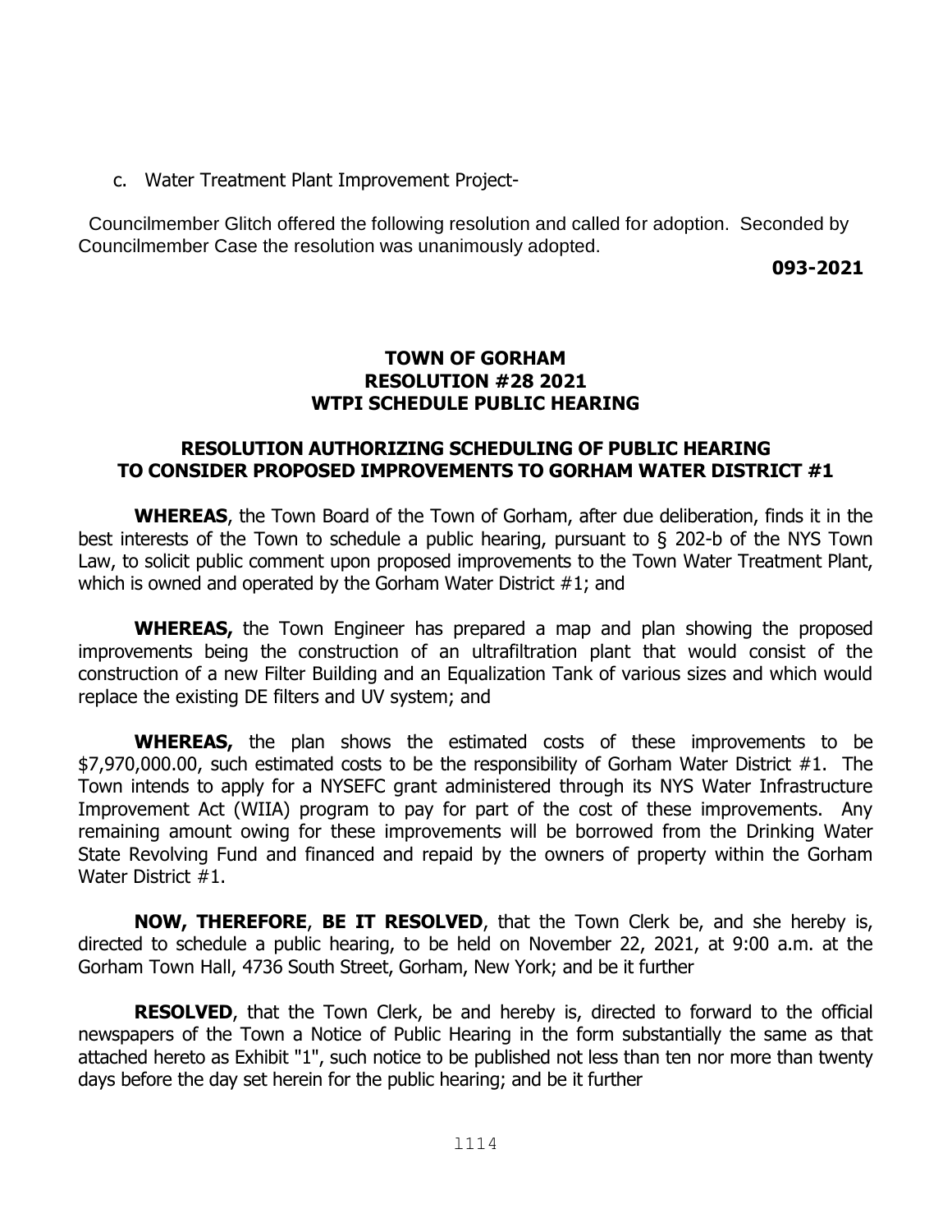c. Water Treatment Plant Improvement Project-

Councilmember Glitch offered the following resolution and called for adoption. Seconded by Councilmember Case the resolution was unanimously adopted.

**093-2021**

**TOWN OF GORHAM**
**RESOLUTION #28 2021**
**WTPI SCHEDULE PUBLIC HEARING**

**RESOLUTION AUTHORIZING SCHEDULING OF PUBLIC HEARING TO CONSIDER PROPOSED IMPROVEMENTS TO GORHAM WATER DISTRICT #1**

**WHEREAS**, the Town Board of the Town of Gorham, after due deliberation, finds it in the best interests of the Town to schedule a public hearing, pursuant to § 202-b of the NYS Town Law, to solicit public comment upon proposed improvements to the Town Water Treatment Plant, which is owned and operated by the Gorham Water District #1; and

**WHEREAS,** the Town Engineer has prepared a map and plan showing the proposed improvements being the construction of an ultrafiltration plant that would consist of the construction of a new Filter Building and an Equalization Tank of various sizes and which would replace the existing DE filters and UV system; and

**WHEREAS,** the plan shows the estimated costs of these improvements to be $7,970,000.00, such estimated costs to be the responsibility of Gorham Water District #1. The Town intends to apply for a NYSEFC grant administered through its NYS Water Infrastructure Improvement Act (WIIA) program to pay for part of the cost of these improvements. Any remaining amount owing for these improvements will be borrowed from the Drinking Water State Revolving Fund and financed and repaid by the owners of property within the Gorham Water District #1.

**NOW, THEREFORE**, **BE IT RESOLVED**, that the Town Clerk be, and she hereby is, directed to schedule a public hearing, to be held on November 22, 2021, at 9:00 a.m. at the Gorham Town Hall, 4736 South Street, Gorham, New York; and be it further

**RESOLVED**, that the Town Clerk, be and hereby is, directed to forward to the official newspapers of the Town a Notice of Public Hearing in the form substantially the same as that attached hereto as Exhibit "1", such notice to be published not less than ten nor more than twenty days before the day set herein for the public hearing; and be it further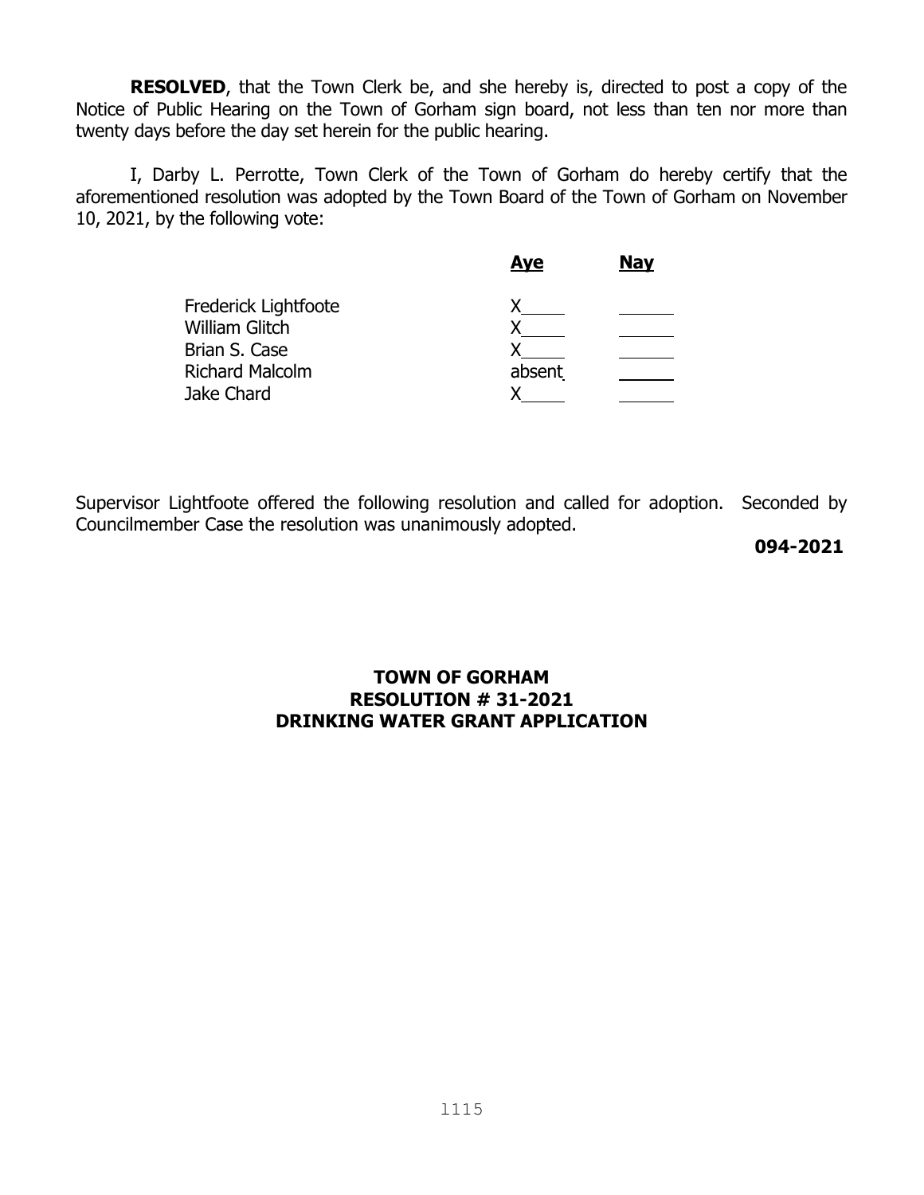**RESOLVED**, that the Town Clerk be, and she hereby is, directed to post a copy of the Notice of Public Hearing on the Town of Gorham sign board, not less than ten nor more than twenty days before the day set herein for the public hearing.

I, Darby L. Perrotte, Town Clerk of the Town of Gorham do hereby certify that the aforementioned resolution was adopted by the Town Board of the Town of Gorham on November 10, 2021, by the following vote:

| | Aye | Nay |
|---|---|---|
| Frederick Lightfoote | X | |
| William Glitch | X | |
| Brian S. Case | X | |
| Richard Malcolm | absent | |
| Jake Chard | X | |

Supervisor Lightfoote offered the following resolution and called for adoption. Seconded by Councilmember Case the resolution was unanimously adopted.

**094-2021**

## TOWN OF GORHAM
## RESOLUTION # 31-2021
## DRINKING WATER GRANT APPLICATION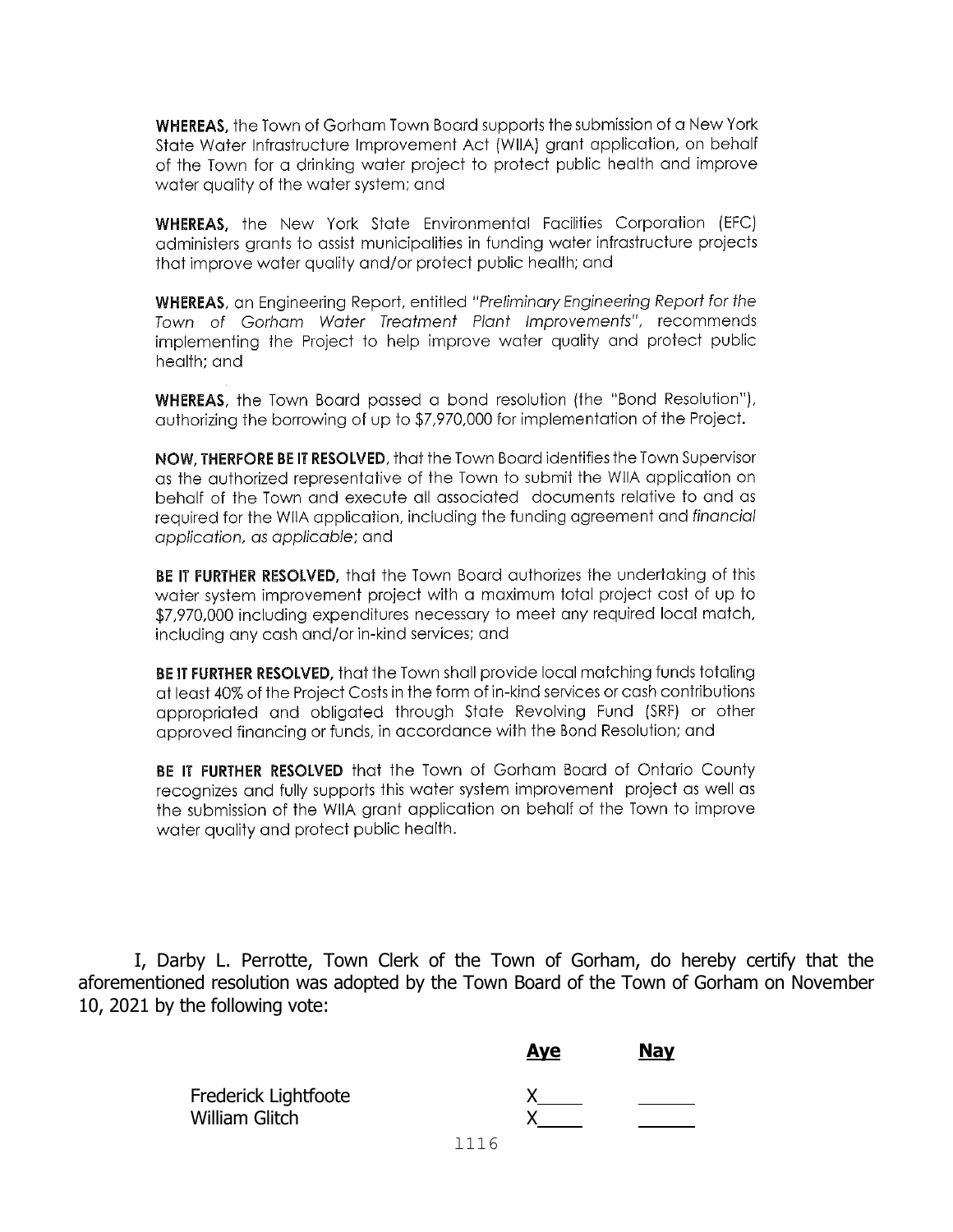**WHEREAS,** the Town of Gorham Town Board supports the submission of a New York State Water Infrastructure Improvement Act (WIIA) grant application, on behalf of the Town for a drinking water project to protect public health and improve water quality of the water system; and

**WHEREAS,** the New York State Environmental Facilities Corporation (EFC) administers grants to assist municipalities in funding water infrastructure projects that improve water quality and/or protect public health; and

**WHEREAS,** an Engineering Report, entitled *"Preliminary Engineering Report for the Town of Gorham Water Treatment Plant Improvements"*, recommends implementing the Project to help improve water quality and protect public health; and

**WHEREAS,** the Town Board passed a bond resolution (the "Bond Resolution"), authorizing the borrowing of up to $7,970,000 for implementation of the Project.

**NOW, THERFORE BE IT RESOLVED,** that the Town Board identifies the Town Supervisor as the authorized representative of the Town to submit the WIIA application on behalf of the Town and execute all associated documents relative to and as required for the WIIA application, including the funding agreement and *financial application, as applicable*; and

**BE IT FURTHER RESOLVED,** that the Town Board authorizes the undertaking of this water system improvement project with a maximum total project cost of up to $7,970,000 including expenditures necessary to meet any required local match, including any cash and/or in-kind services; and

**BE IT FURTHER RESOLVED,** that the Town shall provide local matching funds totaling at least 40% of the Project Costs in the form of in-kind services or cash contributions appropriated and obligated through State Revolving Fund (SRF) or other approved financing or funds, in accordance with the Bond Resolution; and

**BE IT FURTHER RESOLVED** that the Town of Gorham Board of Ontario County recognizes and fully supports this water system improvement project as well as the submission of the WIIA grant application on behalf of the Town to improve water quality and protect public health.

I, Darby L. Perrotte, Town Clerk of the Town of Gorham, do hereby certify that the aforementioned resolution was adopted by the Town Board of the Town of Gorham on November 10, 2021 by the following vote:

| | **Aye** | **Nay** |
|---|---|---|
| Frederick Lightfoote | X | |
| William Glitch | X | |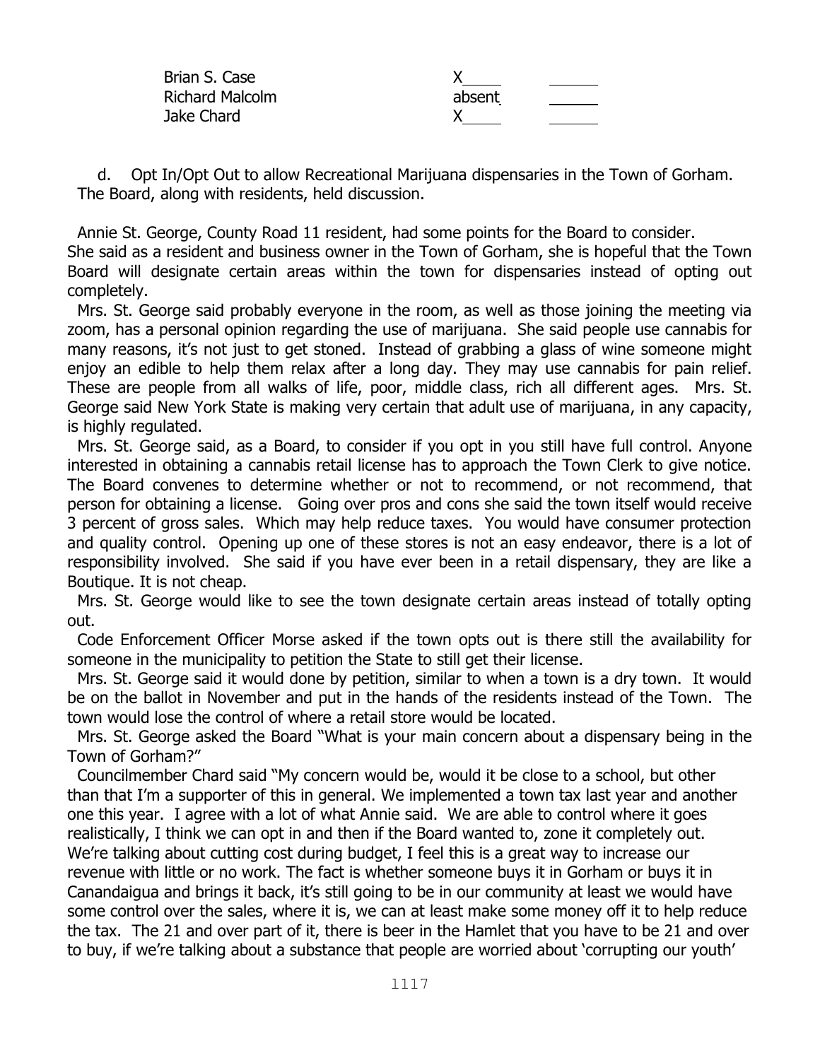| | | |
|---|---|---|
| Brian S. Case | X | |
| Richard Malcolm | absent | |
| Jake Chard | X | |

d. Opt In/Opt Out to allow Recreational Marijuana dispensaries in the Town of Gorham. The Board, along with residents, held discussion.

Annie St. George, County Road 11 resident, had some points for the Board to consider. She said as a resident and business owner in the Town of Gorham, she is hopeful that the Town Board will designate certain areas within the town for dispensaries instead of opting out completely.

Mrs. St. George said probably everyone in the room, as well as those joining the meeting via zoom, has a personal opinion regarding the use of marijuana. She said people use cannabis for many reasons, it's not just to get stoned. Instead of grabbing a glass of wine someone might enjoy an edible to help them relax after a long day. They may use cannabis for pain relief. These are people from all walks of life, poor, middle class, rich all different ages. Mrs. St. George said New York State is making very certain that adult use of marijuana, in any capacity, is highly regulated.

Mrs. St. George said, as a Board, to consider if you opt in you still have full control. Anyone interested in obtaining a cannabis retail license has to approach the Town Clerk to give notice. The Board convenes to determine whether or not to recommend, or not recommend, that person for obtaining a license. Going over pros and cons she said the town itself would receive 3 percent of gross sales. Which may help reduce taxes. You would have consumer protection and quality control. Opening up one of these stores is not an easy endeavor, there is a lot of responsibility involved. She said if you have ever been in a retail dispensary, they are like a Boutique. It is not cheap.

Mrs. St. George would like to see the town designate certain areas instead of totally opting out.

Code Enforcement Officer Morse asked if the town opts out is there still the availability for someone in the municipality to petition the State to still get their license.

Mrs. St. George said it would done by petition, similar to when a town is a dry town. It would be on the ballot in November and put in the hands of the residents instead of the Town. The town would lose the control of where a retail store would be located.

Mrs. St. George asked the Board "What is your main concern about a dispensary being in the Town of Gorham?"

Councilmember Chard said "My concern would be, would it be close to a school, but other than that I'm a supporter of this in general. We implemented a town tax last year and another one this year. I agree with a lot of what Annie said. We are able to control where it goes realistically, I think we can opt in and then if the Board wanted to, zone it completely out. We're talking about cutting cost during budget, I feel this is a great way to increase our revenue with little or no work. The fact is whether someone buys it in Gorham or buys it in Canandaigua and brings it back, it's still going to be in our community at least we would have some control over the sales, where it is, we can at least make some money off it to help reduce the tax. The 21 and over part of it, there is beer in the Hamlet that you have to be 21 and over to buy, if we're talking about a substance that people are worried about 'corrupting our youth'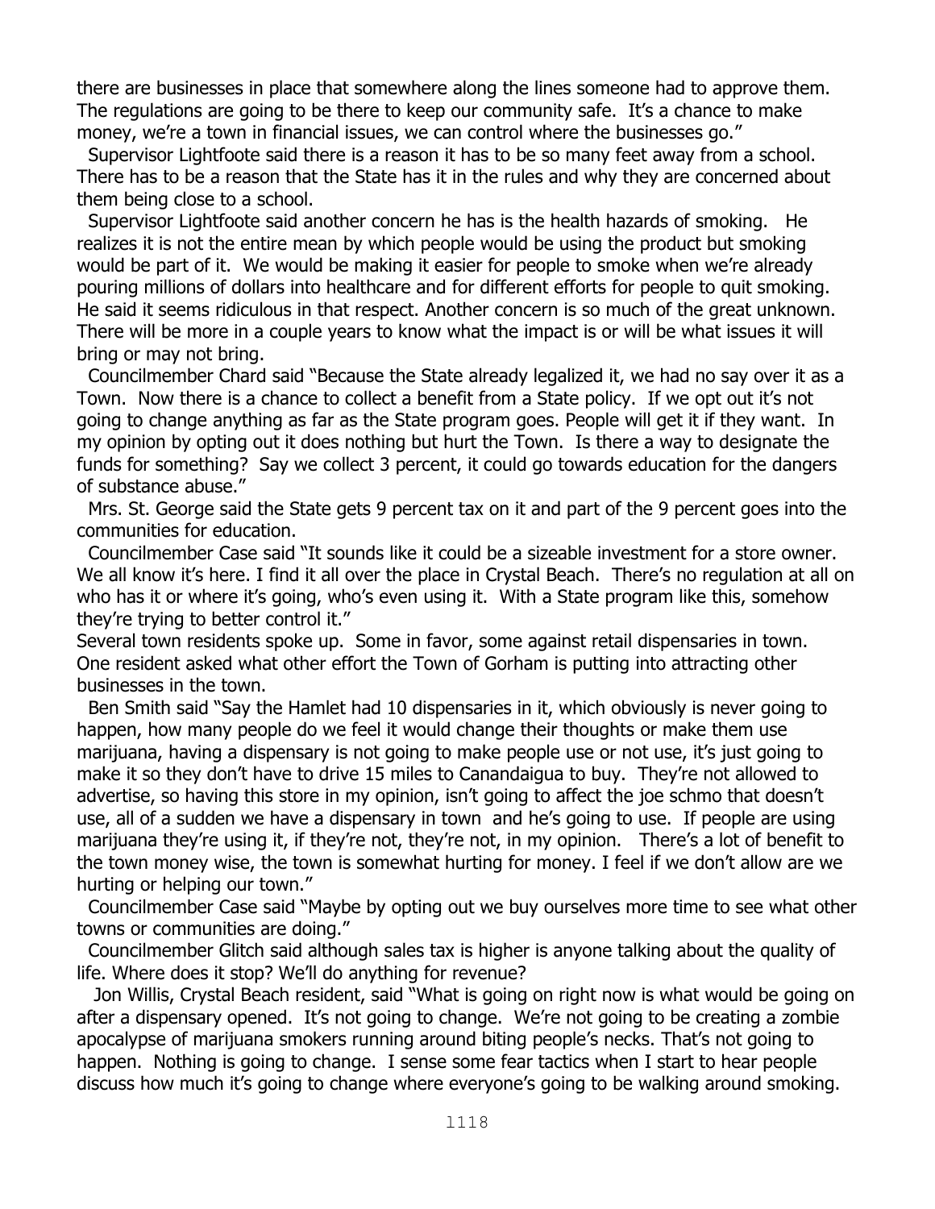there are businesses in place that somewhere along the lines someone had to approve them. The regulations are going to be there to keep our community safe. It's a chance to make money, we're a town in financial issues, we can control where the businesses go."

Supervisor Lightfoote said there is a reason it has to be so many feet away from a school. There has to be a reason that the State has it in the rules and why they are concerned about them being close to a school.

Supervisor Lightfoote said another concern he has is the health hazards of smoking. He realizes it is not the entire mean by which people would be using the product but smoking would be part of it. We would be making it easier for people to smoke when we're already pouring millions of dollars into healthcare and for different efforts for people to quit smoking. He said it seems ridiculous in that respect. Another concern is so much of the great unknown. There will be more in a couple years to know what the impact is or will be what issues it will bring or may not bring.

Councilmember Chard said "Because the State already legalized it, we had no say over it as a Town. Now there is a chance to collect a benefit from a State policy. If we opt out it's not going to change anything as far as the State program goes. People will get it if they want. In my opinion by opting out it does nothing but hurt the Town. Is there a way to designate the funds for something? Say we collect 3 percent, it could go towards education for the dangers of substance abuse."

Mrs. St. George said the State gets 9 percent tax on it and part of the 9 percent goes into the communities for education.

Councilmember Case said "It sounds like it could be a sizeable investment for a store owner. We all know it's here. I find it all over the place in Crystal Beach. There's no regulation at all on who has it or where it's going, who's even using it. With a State program like this, somehow they're trying to better control it."

Several town residents spoke up. Some in favor, some against retail dispensaries in town. One resident asked what other effort the Town of Gorham is putting into attracting other businesses in the town.

Ben Smith said "Say the Hamlet had 10 dispensaries in it, which obviously is never going to happen, how many people do we feel it would change their thoughts or make them use marijuana, having a dispensary is not going to make people use or not use, it's just going to make it so they don't have to drive 15 miles to Canandaigua to buy. They're not allowed to advertise, so having this store in my opinion, isn't going to affect the joe schmo that doesn't use, all of a sudden we have a dispensary in town and he's going to use. If people are using marijuana they're using it, if they're not, they're not, in my opinion. There's a lot of benefit to the town money wise, the town is somewhat hurting for money. I feel if we don't allow are we hurting or helping our town."

Councilmember Case said "Maybe by opting out we buy ourselves more time to see what other towns or communities are doing."

Councilmember Glitch said although sales tax is higher is anyone talking about the quality of life. Where does it stop? We'll do anything for revenue?

Jon Willis, Crystal Beach resident, said "What is going on right now is what would be going on after a dispensary opened. It's not going to change. We're not going to be creating a zombie apocalypse of marijuana smokers running around biting people's necks. That's not going to happen. Nothing is going to change. I sense some fear tactics when I start to hear people discuss how much it's going to change where everyone's going to be walking around smoking.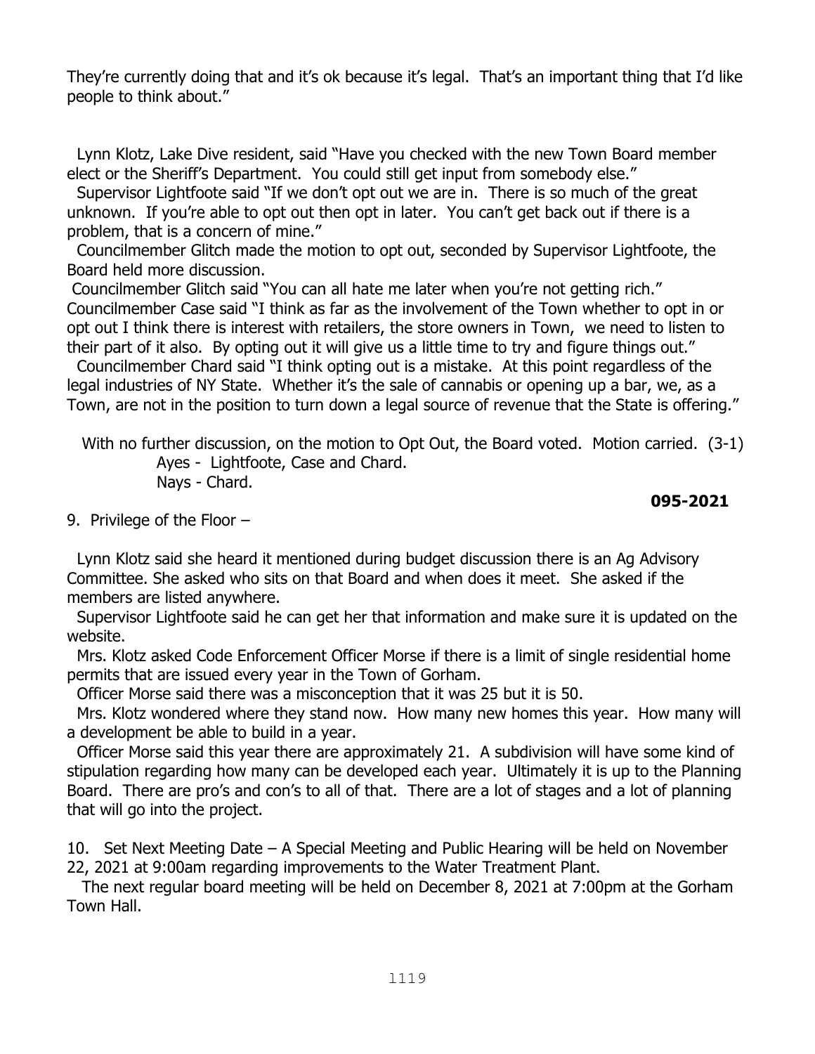They're currently doing that and it's ok because it's legal. That's an important thing that I'd like people to think about."

Lynn Klotz, Lake Dive resident, said "Have you checked with the new Town Board member elect or the Sheriff's Department. You could still get input from somebody else."

Supervisor Lightfoote said "If we don't opt out we are in. There is so much of the great unknown. If you're able to opt out then opt in later. You can't get back out if there is a problem, that is a concern of mine."

Councilmember Glitch made the motion to opt out, seconded by Supervisor Lightfoote, the Board held more discussion.

Councilmember Glitch said "You can all hate me later when you're not getting rich." Councilmember Case said "I think as far as the involvement of the Town whether to opt in or opt out I think there is interest with retailers, the store owners in Town, we need to listen to their part of it also. By opting out it will give us a little time to try and figure things out."

Councilmember Chard said "I think opting out is a mistake. At this point regardless of the legal industries of NY State. Whether it's the sale of cannabis or opening up a bar, we, as a Town, are not in the position to turn down a legal source of revenue that the State is offering."

With no further discussion, on the motion to Opt Out, the Board voted. Motion carried. (3-1)
Ayes - Lightfoote, Case and Chard.
Nays - Chard.

**095-2021**

9. Privilege of the Floor –

Lynn Klotz said she heard it mentioned during budget discussion there is an Ag Advisory Committee. She asked who sits on that Board and when does it meet. She asked if the members are listed anywhere.

Supervisor Lightfoote said he can get her that information and make sure it is updated on the website.

Mrs. Klotz asked Code Enforcement Officer Morse if there is a limit of single residential home permits that are issued every year in the Town of Gorham.

Officer Morse said there was a misconception that it was 25 but it is 50.

Mrs. Klotz wondered where they stand now. How many new homes this year. How many will a development be able to build in a year.

Officer Morse said this year there are approximately 21. A subdivision will have some kind of stipulation regarding how many can be developed each year. Ultimately it is up to the Planning Board. There are pro's and con's to all of that. There are a lot of stages and a lot of planning that will go into the project.

10. Set Next Meeting Date – A Special Meeting and Public Hearing will be held on November 22, 2021 at 9:00am regarding improvements to the Water Treatment Plant.

The next regular board meeting will be held on December 8, 2021 at 7:00pm at the Gorham Town Hall.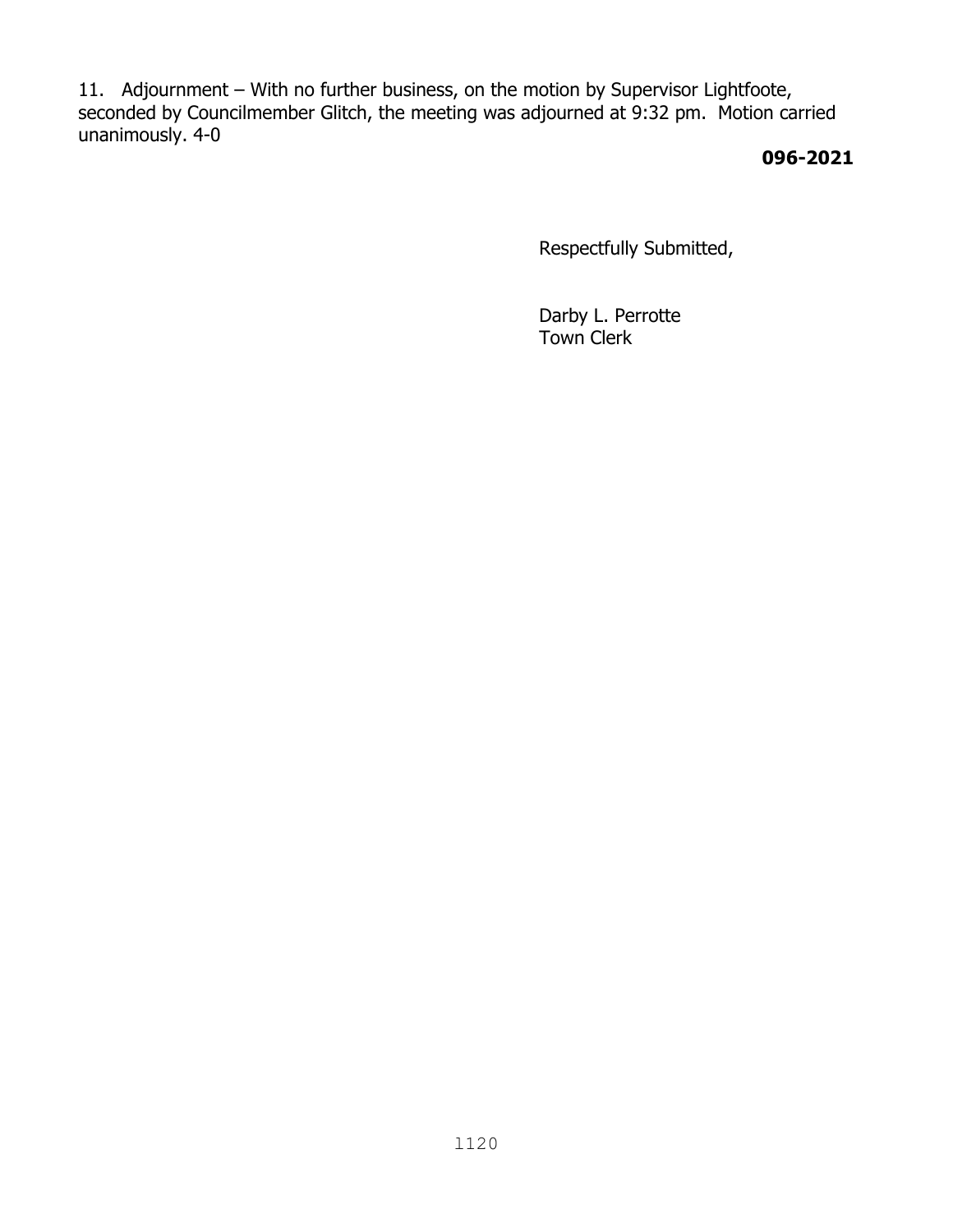11. Adjournment – With no further business, on the motion by Supervisor Lightfoote, seconded by Councilmember Glitch, the meeting was adjourned at 9:32 pm. Motion carried unanimously. 4-0

**096-2021**

Respectfully Submitted,

Darby L. Perrotte
Town Clerk